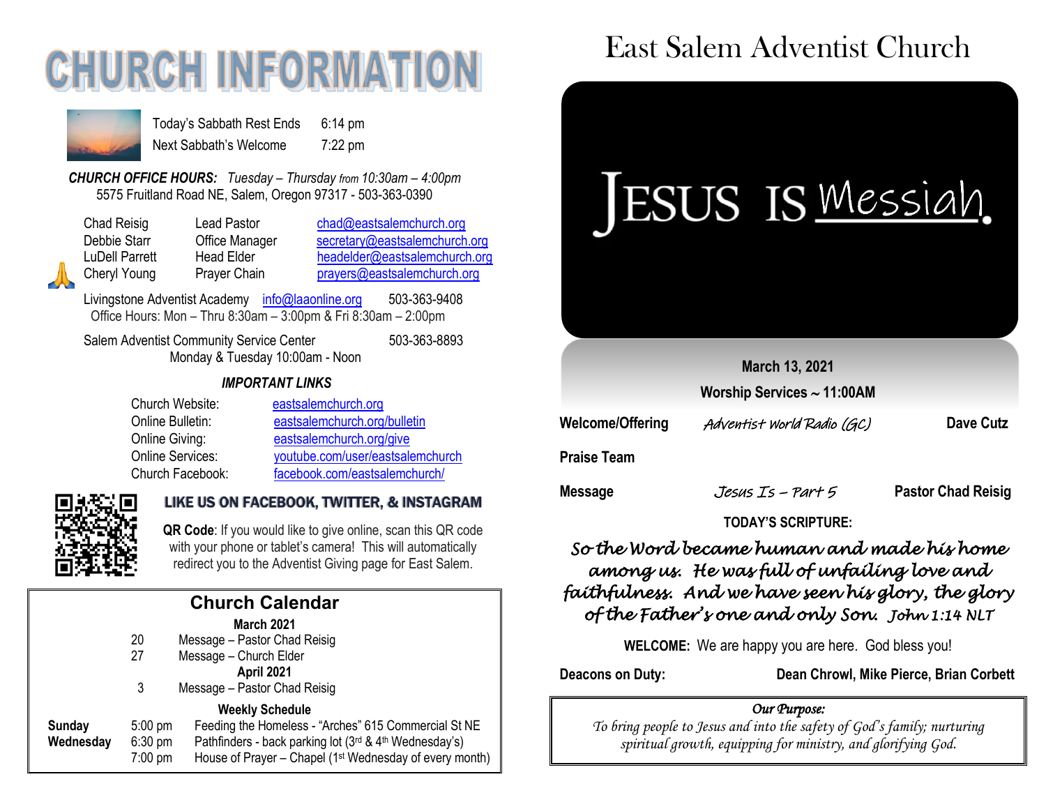# CHURCH INFORMATION

Today's Sabbath Rest Ends 6:14 pm
Next Sabbath's Welcome 7:22 pm

***CHURCH OFFICE HOURS:*** *Tuesday – Thursday from 10:30am – 4:00pm*
5575 Fruitland Road NE, Salem, Oregon 97317 - 503-363-0390

| | | |
|---|---|---|
| Chad Reisig | Lead Pastor | chad@eastsalemchurch.org |
| Debbie Starr | Office Manager | secretary@eastsalemchurch.org |
| LuDell Parrett | Head Elder | headelder@eastsalemchurch.org |
| Cheryl Young | Prayer Chain | prayers@eastsalemchurch.org |

Livingstone Adventist Academy info@laaonline.org 503-363-9408
Office Hours: Mon – Thru 8:30am – 3:00pm & Fri 8:30am – 2:00pm

Salem Adventist Community Service Center 503-363-8893
Monday & Tuesday 10:00am - Noon

***IMPORTANT LINKS***

| | |
|---|---|
| Church Website: | eastsalemchurch.org |
| Online Bulletin: | eastsalemchurch.org/bulletin |
| Online Giving: | eastsalemchurch.org/give |
| Online Services: | youtube.com/user/eastsalemchurch |
| Church Facebook: | facebook.com/eastsalemchurch/ |

**LIKE US ON FACEBOOK, TWITTER, & INSTAGRAM**

**QR Code**: If you would like to give online, scan this QR code with your phone or tablet's camera! This will automatically redirect you to the Adventist Giving page for East Salem.

## Church Calendar

**March 2021**

20 Message – Pastor Chad Reisig
27 Message – Church Elder

**April 2021**

3 Message – Pastor Chad Reisig

**Weekly Schedule**

| | | |
|---|---|---|
| **Sunday** | 5:00 pm | Feeding the Homeless - "Arches" 615 Commercial St NE |
| **Wednesday** | 6:30 pm | Pathfinders - back parking lot (3rd & 4th Wednesday's) |
| | 7:00 pm | House of Prayer – Chapel (1st Wednesday of every month) |

# East Salem Adventist Church

JESUS IS Messiah.

**March 13, 2021**
**Worship Services ~ 11:00AM**

| | | |
|---|---|---|
| **Welcome/Offering** | *Adventist World Radio (GC)* | **Dave Cutz** |
| **Praise Team** | | |
| **Message** | *Jesus Is – Part 5* | **Pastor Chad Reisig** |

**TODAY'S SCRIPTURE:**

*So the Word became human and made his home among us. He was full of unfailing love and faithfulness. And we have seen his glory, the glory of the Father's one and only Son. John 1:14 NLT*

**WELCOME:** We are happy you are here. God bless you!

**Deacons on Duty:** **Dean Chrowl, Mike Pierce, Brian Corbett**

***Our Purpose:***
*To bring people to Jesus and into the safety of God's family; nurturing spiritual growth, equipping for ministry, and glorifying God.*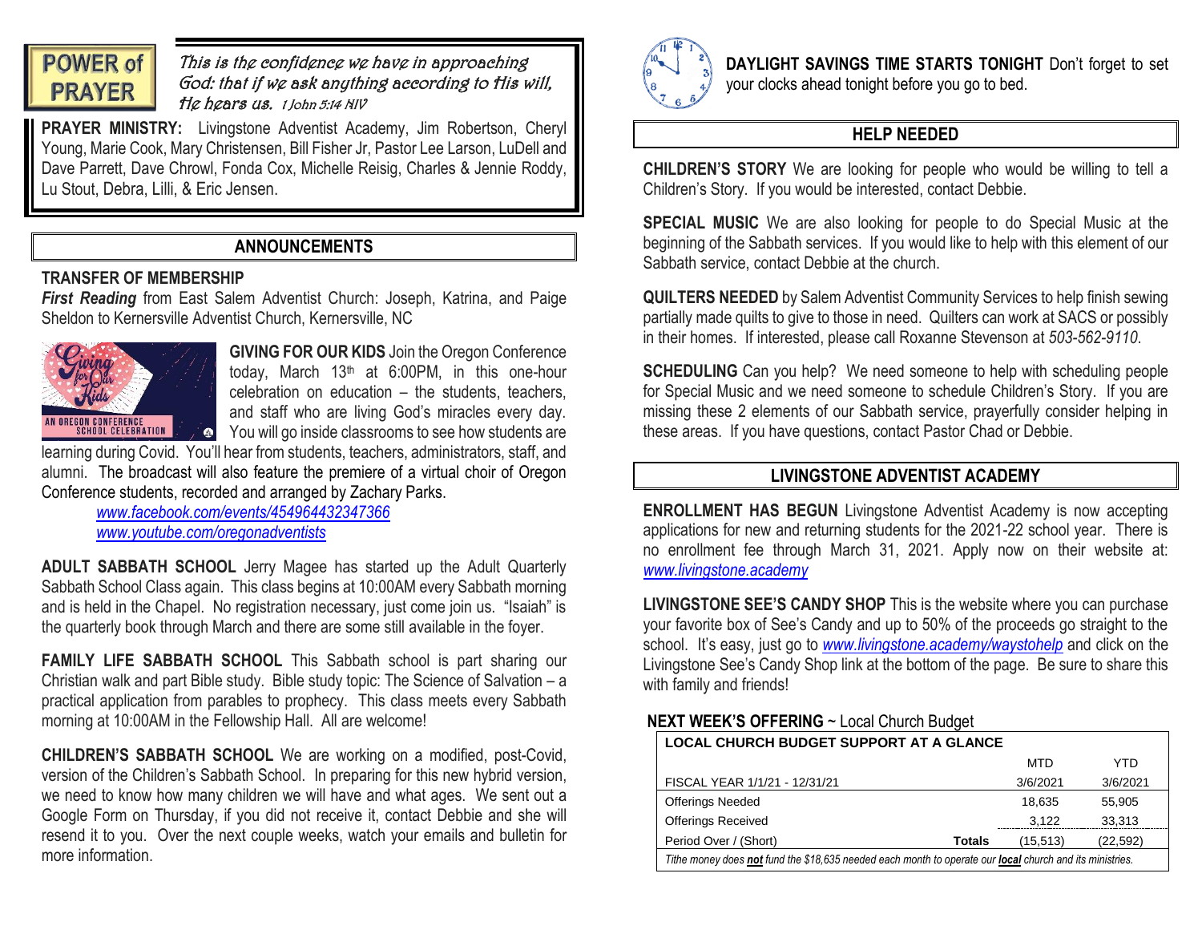**POWER of PRAYER**

*This is the confidence we have in approaching God: that if we ask anything according to His will, He hears us. 1 John 5:14 NIV*

**PRAYER MINISTRY:** Livingstone Adventist Academy, Jim Robertson, Cheryl Young, Marie Cook, Mary Christensen, Bill Fisher Jr, Pastor Lee Larson, LuDell and Dave Parrett, Dave Chrowl, Fonda Cox, Michelle Reisig, Charles & Jennie Roddy, Lu Stout, Debra, Lilli, & Eric Jensen.

## ANNOUNCEMENTS

### TRANSFER OF MEMBERSHIP

***First Reading*** from East Salem Adventist Church: Joseph, Katrina, and Paige Sheldon to Kernersville Adventist Church, Kernersville, NC

**GIVING FOR OUR KIDS** Join the Oregon Conference today, March 13th at 6:00PM, in this one-hour celebration on education – the students, teachers, and staff who are living God's miracles every day. You will go inside classrooms to see how students are learning during Covid. You'll hear from students, teachers, administrators, staff, and alumni. The broadcast will also feature the premiere of a virtual choir of Oregon Conference students, recorded and arranged by Zachary Parks.

*www.facebook.com/events/454964432347366*
*www.youtube.com/oregonadventists*

**ADULT SABBATH SCHOOL** Jerry Magee has started up the Adult Quarterly Sabbath School Class again. This class begins at 10:00AM every Sabbath morning and is held in the Chapel. No registration necessary, just come join us. "Isaiah" is the quarterly book through March and there are some still available in the foyer.

**FAMILY LIFE SABBATH SCHOOL** This Sabbath school is part sharing our Christian walk and part Bible study. Bible study topic: The Science of Salvation – a practical application from parables to prophecy. This class meets every Sabbath morning at 10:00AM in the Fellowship Hall. All are welcome!

**CHILDREN'S SABBATH SCHOOL** We are working on a modified, post-Covid, version of the Children's Sabbath School. In preparing for this new hybrid version, we need to know how many children we will have and what ages. We sent out a Google Form on Thursday, if you did not receive it, contact Debbie and she will resend it to you. Over the next couple weeks, watch your emails and bulletin for more information.

**DAYLIGHT SAVINGS TIME STARTS TONIGHT** Don't forget to set your clocks ahead tonight before you go to bed.

## HELP NEEDED

**CHILDREN'S STORY** We are looking for people who would be willing to tell a Children's Story. If you would be interested, contact Debbie.

**SPECIAL MUSIC** We are also looking for people to do Special Music at the beginning of the Sabbath services. If you would like to help with this element of our Sabbath service, contact Debbie at the church.

**QUILTERS NEEDED** by Salem Adventist Community Services to help finish sewing partially made quilts to give to those in need. Quilters can work at SACS or possibly in their homes. If interested, please call Roxanne Stevenson at *503-562-9110*.

**SCHEDULING** Can you help? We need someone to help with scheduling people for Special Music and we need someone to schedule Children's Story. If you are missing these 2 elements of our Sabbath service, prayerfully consider helping in these areas. If you have questions, contact Pastor Chad or Debbie.

## LIVINGSTONE ADVENTIST ACADEMY

**ENROLLMENT HAS BEGUN** Livingstone Adventist Academy is now accepting applications for new and returning students for the 2021-22 school year. There is no enrollment fee through March 31, 2021. Apply now on their website at: *www.livingstone.academy*

**LIVINGSTONE SEE'S CANDY SHOP** This is the website where you can purchase your favorite box of See's Candy and up to 50% of the proceeds go straight to the school. It's easy, just go to *www.livingstone.academy/waystohelp* and click on the Livingstone See's Candy Shop link at the bottom of the page. Be sure to share this with family and friends!

**NEXT WEEK'S OFFERING** ~ Local Church Budget

| LOCAL CHURCH BUDGET SUPPORT AT A GLANCE | | MTD | YTD |
|---|---|---|---|
| FISCAL YEAR 1/1/21 - 12/31/21 | | 3/6/2021 | 3/6/2021 |
| Offerings Needed | | 18,635 | 55,905 |
| Offerings Received | | 3,122 | 33,313 |
| Period Over / (Short) | **Totals** | (15,513) | (22,592) |

*Tithe money does **not** fund the $18,635 needed each month to operate our **local** church and its ministries.*